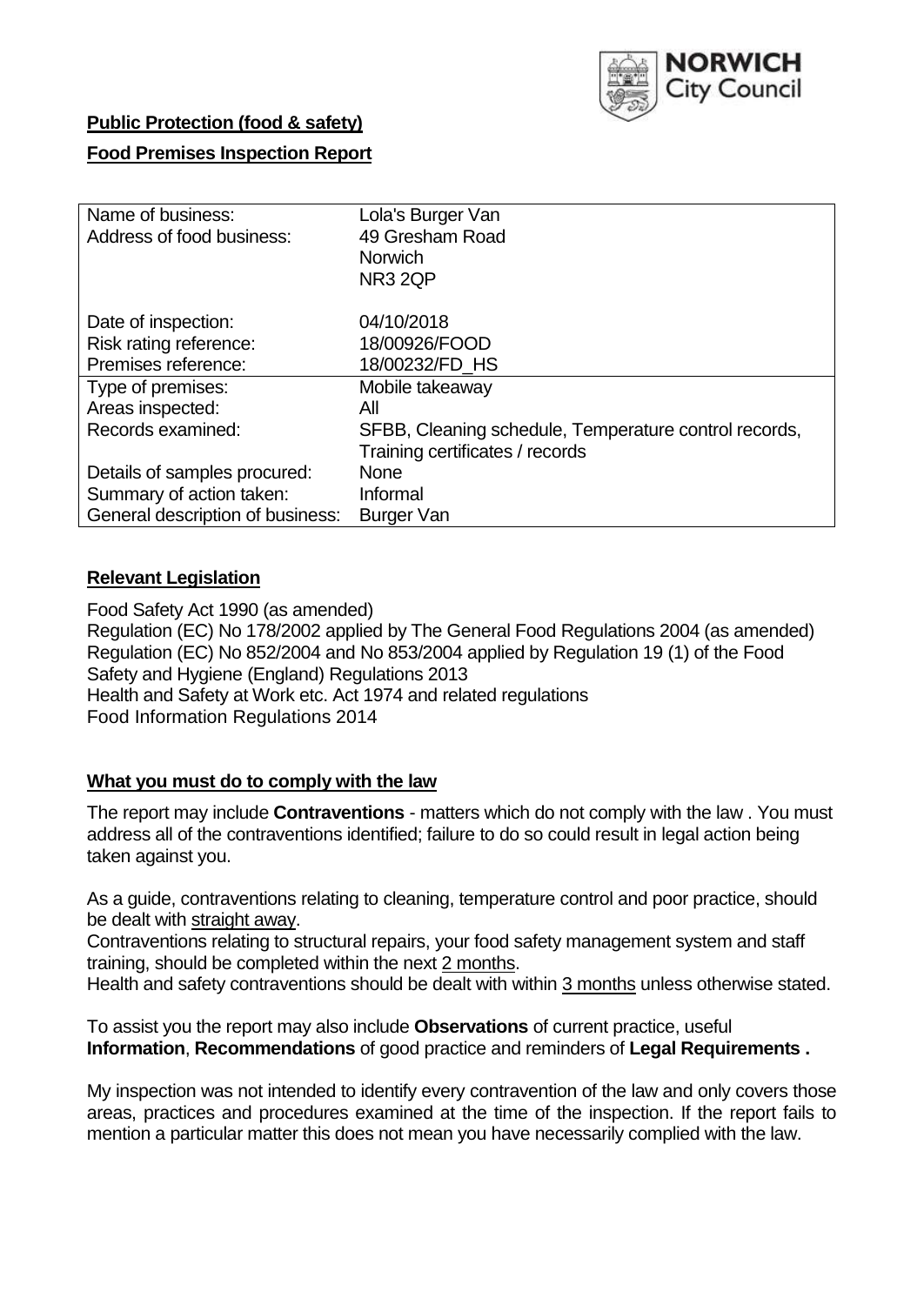NORWICH City Council

**Public Protection (food & safety)**

**Food Premises Inspection Report**

| | |
|---|---|
| Name of business: | Lola's Burger Van |
| Address of food business: | 49 Gresham Road<br>Norwich<br>NR3 2QP |
| Date of inspection: | 04/10/2018 |
| Risk rating reference: | 18/00926/FOOD |
| Premises reference: | 18/00232/FD_HS |
| Type of premises: | Mobile takeaway |
| Areas inspected: | All |
| Records examined: | SFBB, Cleaning schedule, Temperature control records, Training certificates / records |
| Details of samples procured: | None |
| Summary of action taken: | Informal |
| General description of business: | Burger Van |

## Relevant Legislation

Food Safety Act 1990 (as amended)
Regulation (EC) No 178/2002 applied by The General Food Regulations 2004 (as amended)
Regulation (EC) No 852/2004 and No 853/2004 applied by Regulation 19 (1) of the Food Safety and Hygiene (England) Regulations 2013
Health and Safety at Work etc. Act 1974 and related regulations
Food Information Regulations 2014

## What you must do to comply with the law

The report may include **Contraventions** - matters which do not comply with the law . You must address all of the contraventions identified; failure to do so could result in legal action being taken against you.

As a guide, contraventions relating to cleaning, temperature control and poor practice, should be dealt with straight away.

Contraventions relating to structural repairs, your food safety management system and staff training, should be completed within the next 2 months.

Health and safety contraventions should be dealt with within 3 months unless otherwise stated.

To assist you the report may also include **Observations** of current practice, useful **Information**, **Recommendations** of good practice and reminders of **Legal Requirements .**

My inspection was not intended to identify every contravention of the law and only covers those areas, practices and procedures examined at the time of the inspection. If the report fails to mention a particular matter this does not mean you have necessarily complied with the law.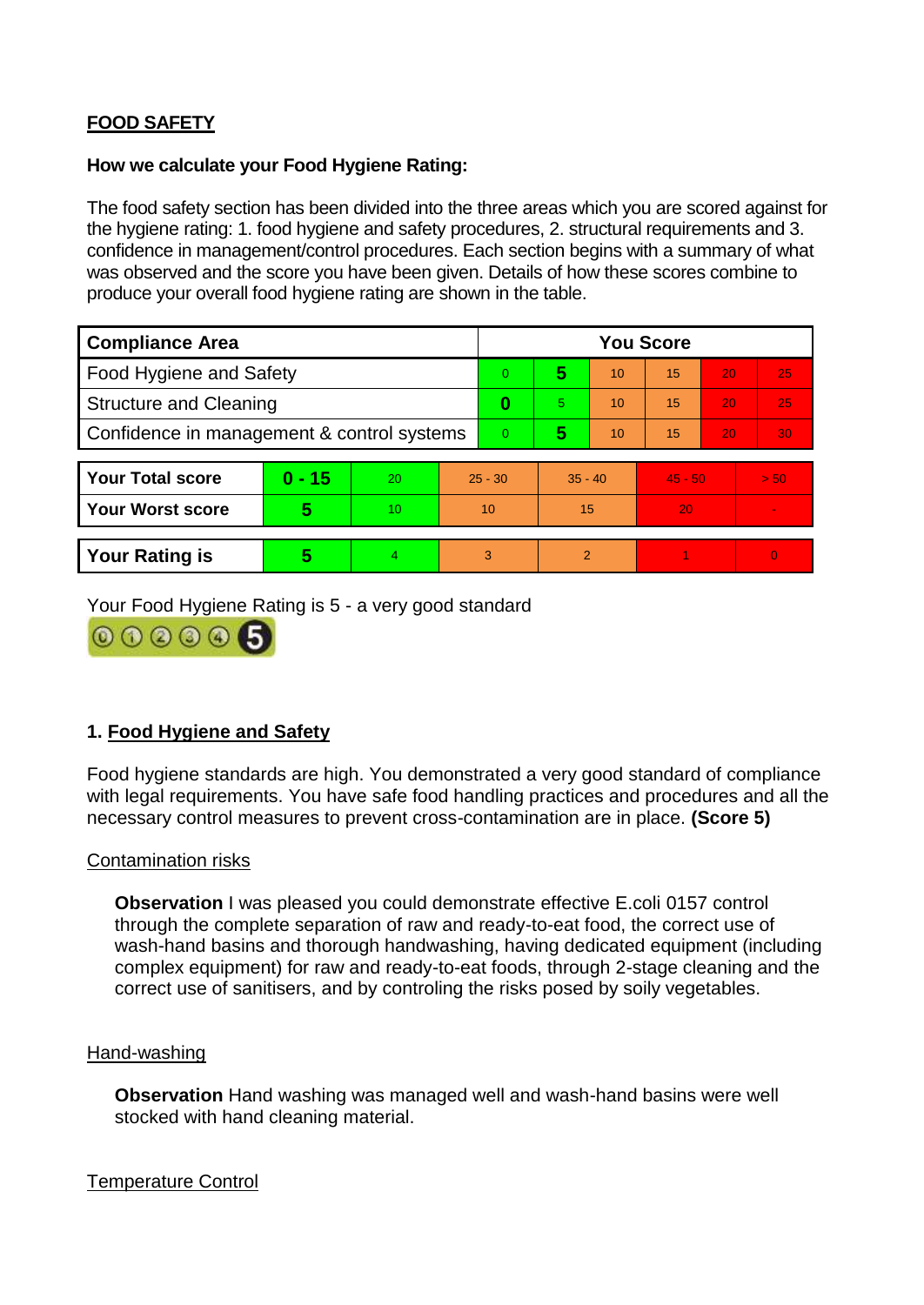**FOOD SAFETY**

**How we calculate your Food Hygiene Rating:**

The food safety section has been divided into the three areas which you are scored against for the hygiene rating: 1. food hygiene and safety procedures, 2. structural requirements and 3. confidence in management/control procedures. Each section begins with a summary of what was observed and the score you have been given. Details of how these scores combine to produce your overall food hygiene rating are shown in the table.

| Compliance Area | You Score | | | | | |
|---|---|---|---|---|---|---|
| Food Hygiene and Safety | 0 | **5** | 10 | 15 | 20 | 25 |
| Structure and Cleaning | **0** | 5 | 10 | 15 | 20 | 25 |
| Confidence in management & control systems | 0 | **5** | 10 | 15 | 20 | 30 |

| | | | | | | |
|---|---|---|---|---|---|---|
| **Your Total score** | **0 - 15** | 20 | 25 - 30 | 35 - 40 | 45 - 50 | > 50 |
| **Your Worst score** | **5** | 10 | 10 | 15 | 20 | - |
| **Your Rating is** | **5** | 4 | 3 | 2 | 1 | 0 |

Your Food Hygiene Rating is 5 - a very good standard

## 1. Food Hygiene and Safety

Food hygiene standards are high. You demonstrated a very good standard of compliance with legal requirements. You have safe food handling practices and procedures and all the necessary control measures to prevent cross-contamination are in place. **(Score 5)**

### Contamination risks

**Observation** I was pleased you could demonstrate effective E.coli 0157 control through the complete separation of raw and ready-to-eat food, the correct use of wash-hand basins and thorough handwashing, having dedicated equipment (including complex equipment) for raw and ready-to-eat foods, through 2-stage cleaning and the correct use of sanitisers, and by controling the risks posed by soily vegetables.

### Hand-washing

**Observation** Hand washing was managed well and wash-hand basins were well stocked with hand cleaning material.

### Temperature Control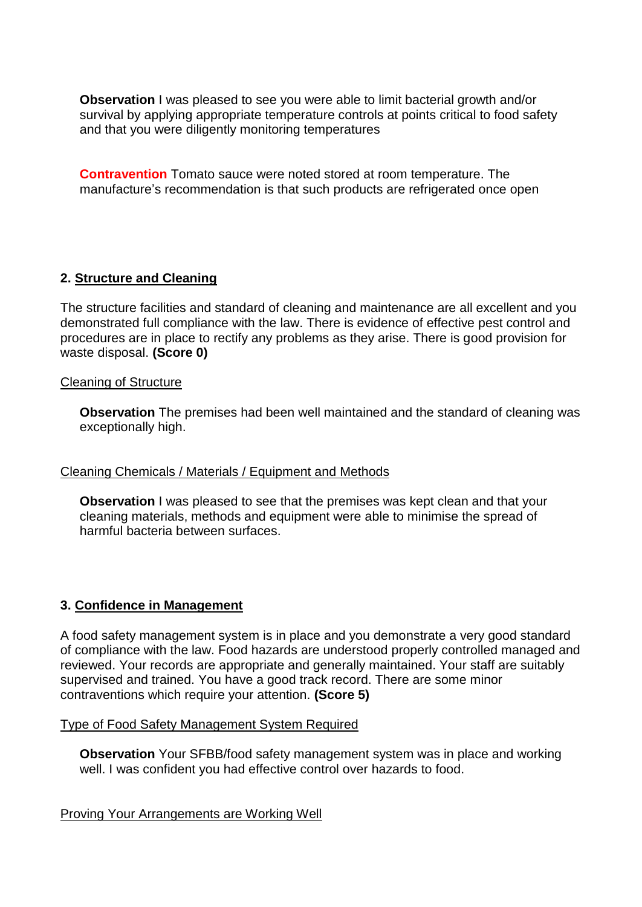**Observation** I was pleased to see you were able to limit bacterial growth and/or survival by applying appropriate temperature controls at points critical to food safety and that you were diligently monitoring temperatures

**Contravention** Tomato sauce were noted stored at room temperature. The manufacture's recommendation is that such products are refrigerated once open

## 2. Structure and Cleaning

The structure facilities and standard of cleaning and maintenance are all excellent and you demonstrated full compliance with the law. There is evidence of effective pest control and procedures are in place to rectify any problems as they arise. There is good provision for waste disposal. **(Score 0)**

Cleaning of Structure

**Observation** The premises had been well maintained and the standard of cleaning was exceptionally high.

Cleaning Chemicals / Materials / Equipment and Methods

**Observation** I was pleased to see that the premises was kept clean and that your cleaning materials, methods and equipment were able to minimise the spread of harmful bacteria between surfaces.

## 3. Confidence in Management

A food safety management system is in place and you demonstrate a very good standard of compliance with the law. Food hazards are understood properly controlled managed and reviewed. Your records are appropriate and generally maintained. Your staff are suitably supervised and trained. You have a good track record. There are some minor contraventions which require your attention. **(Score 5)**

Type of Food Safety Management System Required

**Observation** Your SFBB/food safety management system was in place and working well. I was confident you had effective control over hazards to food.

Proving Your Arrangements are Working Well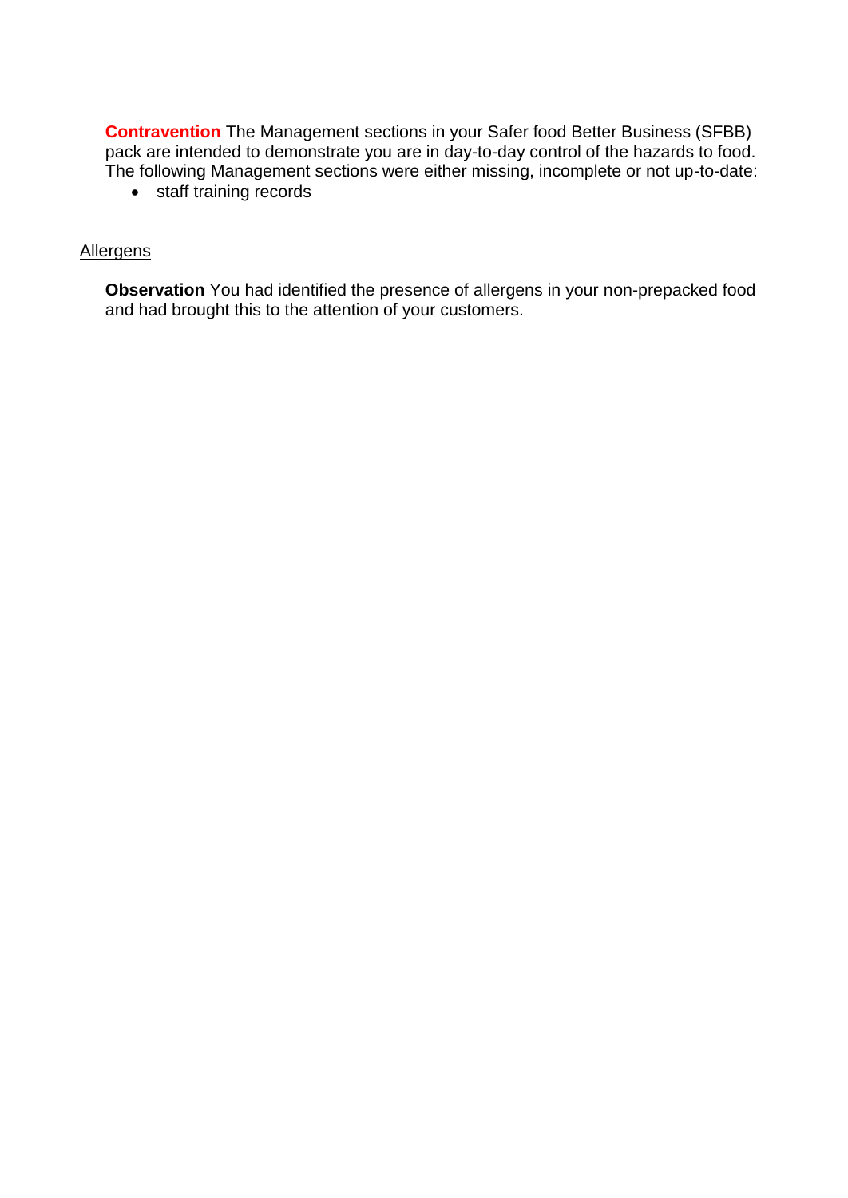**Contravention** The Management sections in your Safer food Better Business (SFBB) pack are intended to demonstrate you are in day-to-day control of the hazards to food. The following Management sections were either missing, incomplete or not up-to-date:

- staff training records

Allergens

**Observation** You had identified the presence of allergens in your non-prepacked food and had brought this to the attention of your customers.